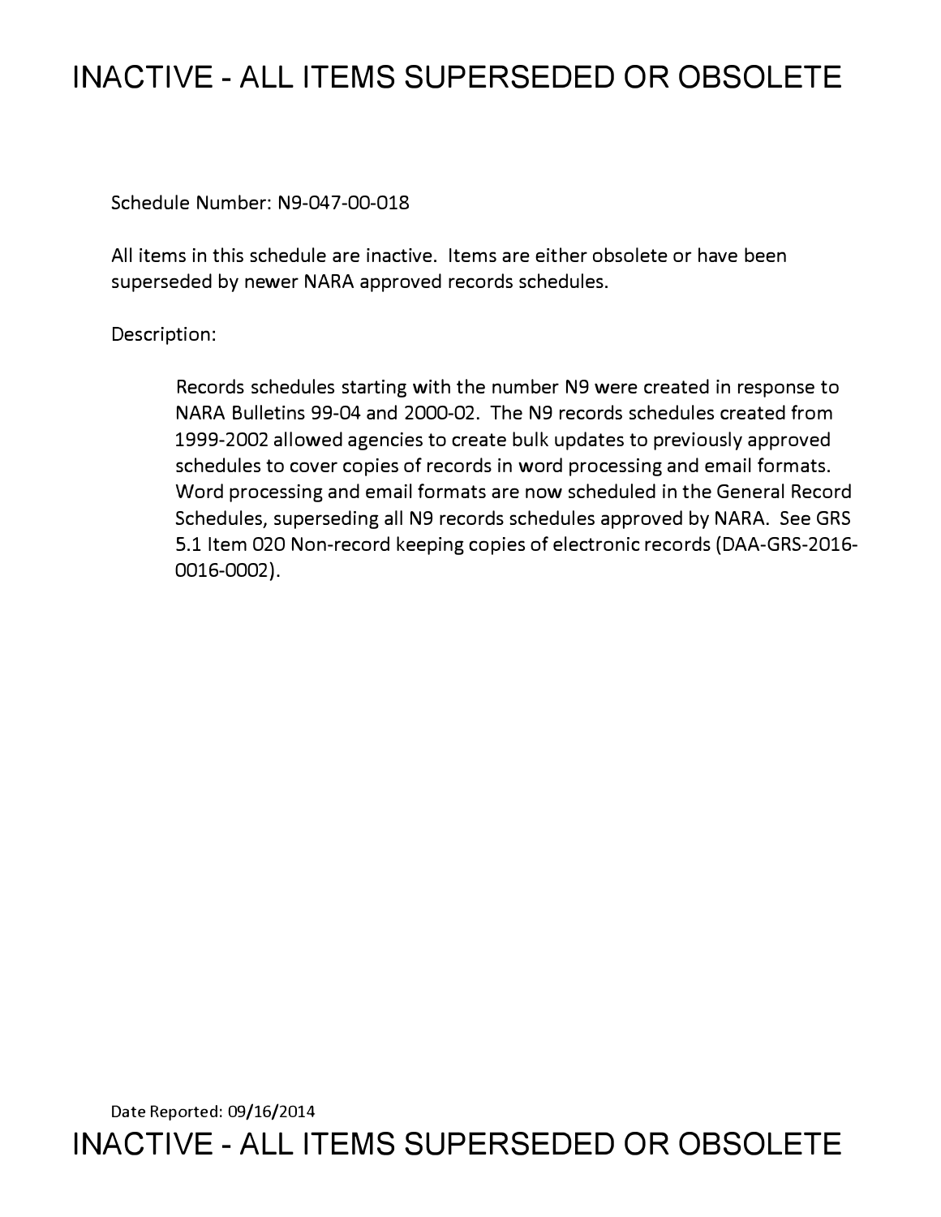# INACTIVE - ALL ITEMS SUPERSEDED OR OBSOLETE

Schedule Number: N9-047-00-018

All items in this schedule are inactive. Items are either obsolete or have been superseded by newer NARA approved records schedules.

Description:

> Records schedules starting with the number N9 were created in response to NARA Bulletins 99-04 and 2000-02. The N9 records schedules created from 1999-2002 allowed agencies to create bulk updates to previously approved schedules to cover copies of records in word processing and email formats. Word processing and email formats are now scheduled in the General Record Schedules, superseding all N9 records schedules approved by NARA. See GRS 5.1 Item 020 Non-record keeping copies of electronic records (DAA-GRS-2016-0016-0002).

Date Reported: 09/16/2014

# INACTIVE - ALL ITEMS SUPERSEDED OR OBSOLETE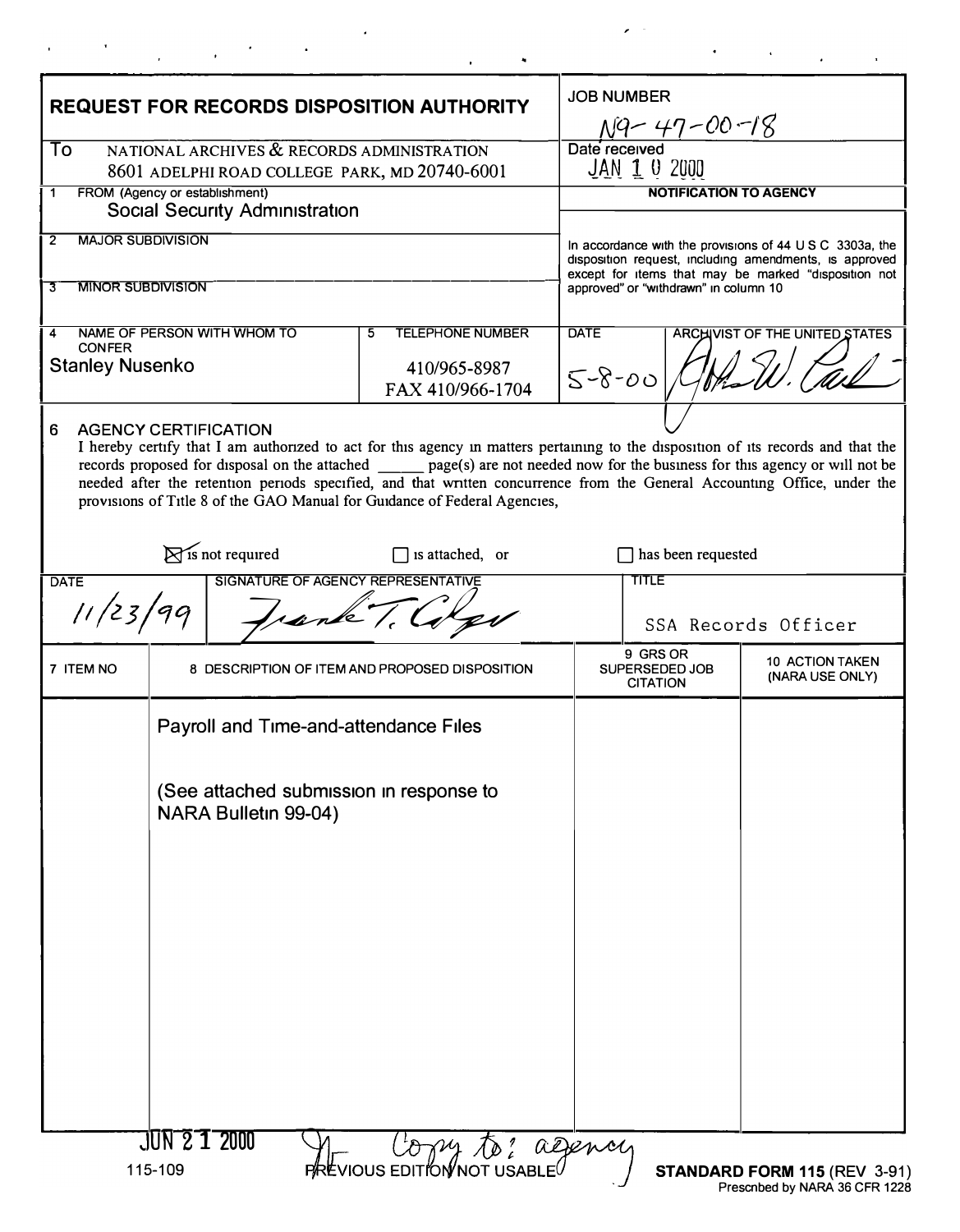# REQUEST FOR RECORDS DISPOSITION AUTHORITY

**JOB NUMBER** N9-47-00-18

**Date received** JAN 10 2000

**To** NATIONAL ARCHIVES & RECORDS ADMINISTRATION
8601 ADELPHI ROAD COLLEGE PARK, MD 20740-6001

**1 FROM (Agency or establishment)**
Social Security Administration

**2 MAJOR SUBDIVISION**

**3 MINOR SUBDIVISION**

**4 NAME OF PERSON WITH WHOM TO CONFER**
Stanley Nusenko

**5 TELEPHONE NUMBER**
410/965-8987
FAX 410/966-1704

**NOTIFICATION TO AGENCY**

In accordance with the provisions of 44 U S C 3303a, the disposition request, including amendments, is approved except for items that may be marked "disposition not approved" or "withdrawn" in column 10

**DATE** 5-8-00

**ARCHIVIST OF THE UNITED STATES** [signature]

**6 AGENCY CERTIFICATION**

I hereby certify that I am authorized to act for this agency in matters pertaining to the disposition of its records and that the records proposed for disposal on the attached ______ page(s) are not needed now for the business for this agency or will not be needed after the retention periods specified, and that written concurrence from the General Accounting Office, under the provisions of Title 8 of the GAO Manual for Guidance of Federal Agencies,

☒ is not required ☐ is attached, or ☐ has been requested

| DATE | SIGNATURE OF AGENCY REPRESENTATIVE | TITLE |
|---|---|---|
| 11/23/99 | Frank T. Cilger | SSA Records Officer |

| 7 ITEM NO | 8 DESCRIPTION OF ITEM AND PROPOSED DISPOSITION | 9 GRS OR SUPERSEDED JOB CITATION | 10 ACTION TAKEN (NARA USE ONLY) |
|---|---|---|---|
| | Payroll and Time-and-attendance Files<br><br>(See attached submission in response to NARA Bulletin 99-04) | | |

JUN 21 2000 Copy to: agency

115-109 PREVIOUS EDITION NOT USABLE

**STANDARD FORM 115** (REV 3-91)
Prescribed by NARA 36 CFR 1228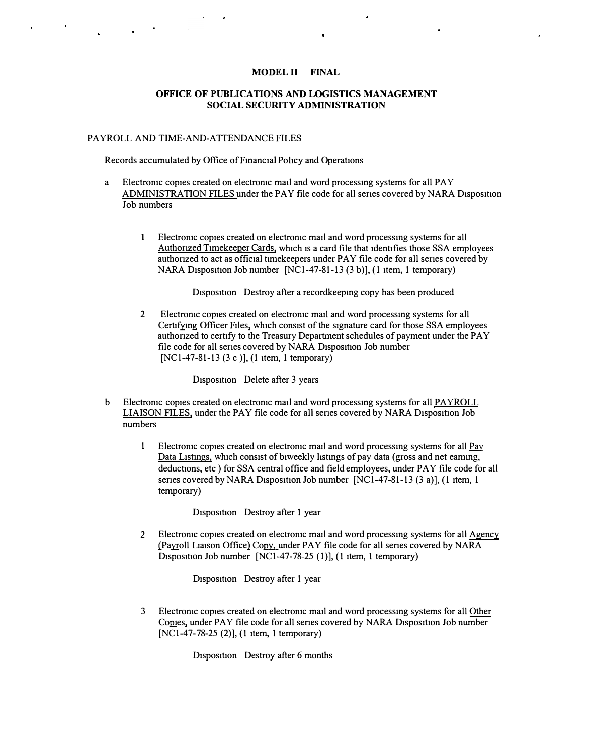**MODEL II FINAL**

**OFFICE OF PUBLICATIONS AND LOGISTICS MANAGEMENT**
**SOCIAL SECURITY ADMINISTRATION**

PAYROLL AND TIME-AND-ATTENDANCE FILES

Records accumulated by Office of Financial Policy and Operations

a Electronic copies created on electronic mail and word processing systems for all PAY ADMINISTRATION FILES under the PAY file code for all series covered by NARA Disposition Job numbers

1 Electronic copies created on electronic mail and word processing systems for all Authorized Timekeeper Cards, which is a card file that identifies those SSA employees authorized to act as official timekeepers under PAY file code for all series covered by NARA Disposition Job number [NC1-47-81-13 (3 b)], (1 item, 1 temporary)

Disposition Destroy after a recordkeeping copy has been produced

2 Electronic copies created on electronic mail and word processing systems for all Certifying Officer Files, which consist of the signature card for those SSA employees authorized to certify to the Treasury Department schedules of payment under the PAY file code for all series covered by NARA Disposition Job number [NC1-47-81-13 (3 c )], (1 item, 1 temporary)

Disposition Delete after 3 years

b Electronic copies created on electronic mail and word processing systems for all PAYROLL LIAISON FILES, under the PAY file code for all series covered by NARA Disposition Job numbers

1 Electronic copies created on electronic mail and word processing systems for all Pay Data Listings, which consist of biweekly listings of pay data (gross and net earning, deductions, etc ) for SSA central office and field employees, under PAY file code for all series covered by NARA Disposition Job number [NC1-47-81-13 (3 a)], (1 item, 1 temporary)

Disposition Destroy after 1 year

2 Electronic copies created on electronic mail and word processing systems for all Agency (Payroll Liaison Office) Copy, under PAY file code for all series covered by NARA Disposition Job number [NC1-47-78-25 (1)], (1 item, 1 temporary)

Disposition Destroy after 1 year

3 Electronic copies created on electronic mail and word processing systems for all Other Copies, under PAY file code for all series covered by NARA Disposition Job number [NC1-47-78-25 (2)], (1 item, 1 temporary)

Disposition Destroy after 6 months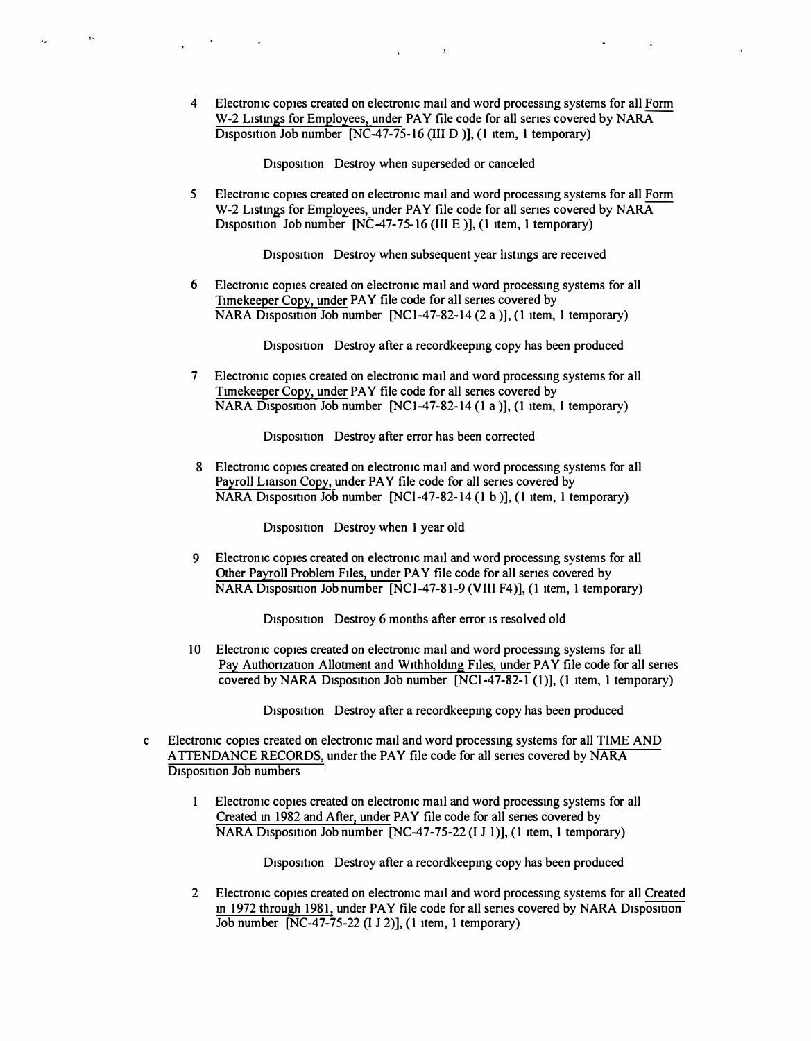4 Electronic copies created on electronic mail and word processing systems for all Form W-2 Listings for Employees, under PAY file code for all series covered by NARA Disposition Job number [NC-47-75-16 (III D )], (1 item, 1 temporary)

Disposition Destroy when superseded or canceled

5 Electronic copies created on electronic mail and word processing systems for all Form W-2 Listings for Employees, under PAY file code for all series covered by NARA Disposition Job number [NC-47-75-16 (III E )], (1 item, 1 temporary)

Disposition Destroy when subsequent year listings are received

6 Electronic copies created on electronic mail and word processing systems for all Timekeeper Copy, under PAY file code for all series covered by NARA Disposition Job number [NC1-47-82-14 (2 a )], (1 item, 1 temporary)

Disposition Destroy after a recordkeeping copy has been produced

7 Electronic copies created on electronic mail and word processing systems for all Timekeeper Copy, under PAY file code for all series covered by NARA Disposition Job number [NC1-47-82-14 (1 a )], (1 item, 1 temporary)

Disposition Destroy after error has been corrected

8 Electronic copies created on electronic mail and word processing systems for all Payroll Liaison Copy, under PAY file code for all series covered by NARA Disposition Job number [NC1-47-82-14 (1 b )], (1 item, 1 temporary)

Disposition Destroy when 1 year old

9 Electronic copies created on electronic mail and word processing systems for all Other Payroll Problem Files, under PAY file code for all series covered by NARA Disposition Job number [NC1-47-81-9 (VIII F4)], (1 item, 1 temporary)

Disposition Destroy 6 months after error is resolved old

10 Electronic copies created on electronic mail and word processing systems for all Pay Authorization Allotment and Withholding Files, under PAY file code for all series covered by NARA Disposition Job number [NC1-47-82-1 (1)], (1 item, 1 temporary)

Disposition Destroy after a recordkeeping copy has been produced

c Electronic copies created on electronic mail and word processing systems for all TIME AND ATTENDANCE RECORDS, under the PAY file code for all series covered by NARA Disposition Job numbers

1 Electronic copies created on electronic mail and word processing systems for all Created in 1982 and After, under PAY file code for all series covered by NARA Disposition Job number [NC-47-75-22 (I J 1)], (1 item, 1 temporary)

Disposition Destroy after a recordkeeping copy has been produced

2 Electronic copies created on electronic mail and word processing systems for all Created in 1972 through 1981, under PAY file code for all series covered by NARA Disposition Job number [NC-47-75-22 (I J 2)], (1 item, 1 temporary)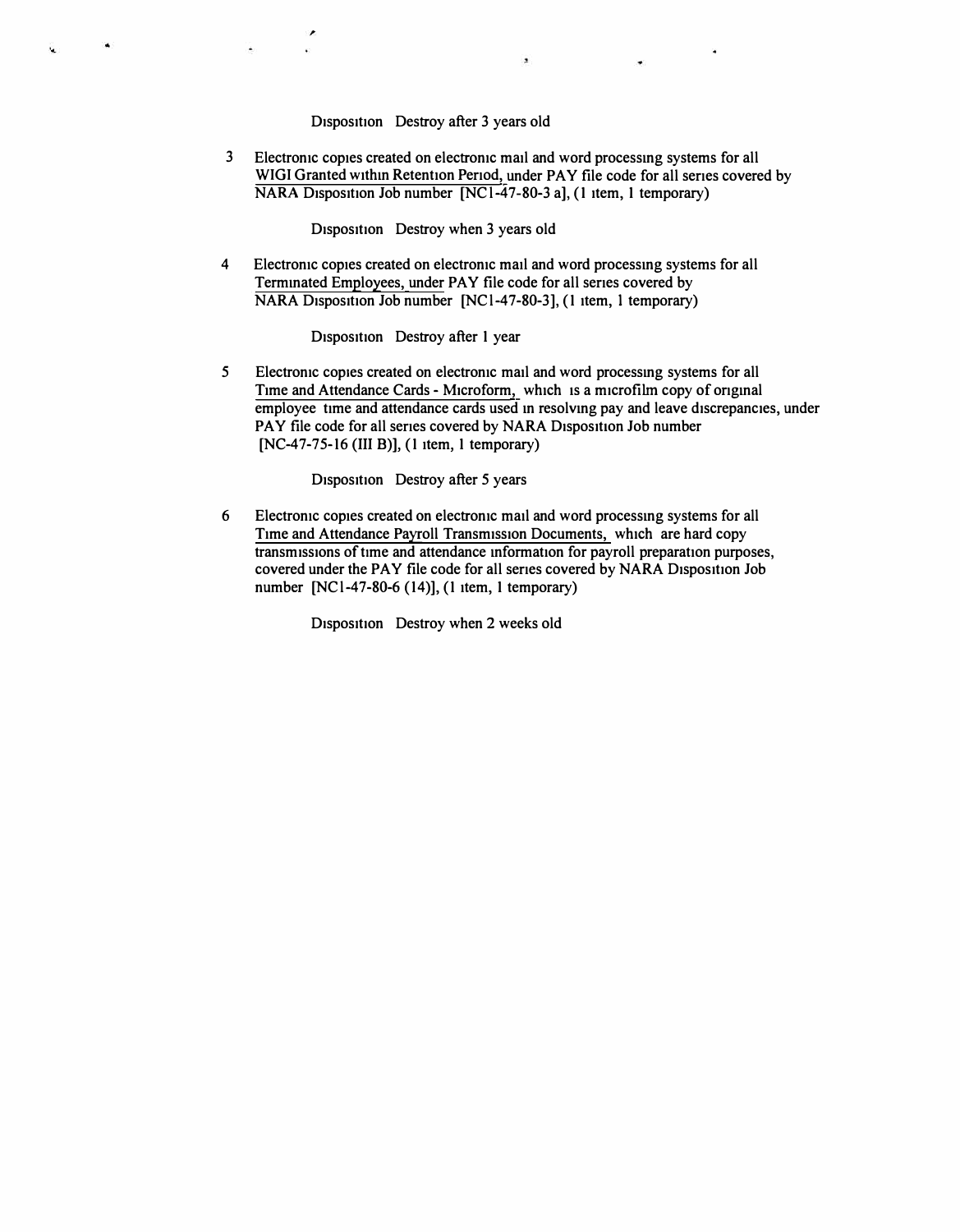Disposition Destroy after 3 years old

3 Electronic copies created on electronic mail and word processing systems for all <u>WIGI Granted within Retention Period,</u> under PAY file code for all series covered by <u>NARA Disposition Job number</u> [NC1-47-80-3 a], (1 item, 1 temporary)

Disposition Destroy when 3 years old

4 Electronic copies created on electronic mail and word processing systems for all <u>Terminated Employees, under</u> PAY file code for all series covered by <u>NARA Disposition Job number</u> [NC1-47-80-3], (1 item, 1 temporary)

Disposition Destroy after 1 year

5 Electronic copies created on electronic mail and word processing systems for all <u>Time and Attendance Cards - Microform,</u> which is a microfilm copy of original employee time and attendance cards used in resolving pay and leave discrepancies, under PAY file code for all series covered by NARA Disposition Job number [NC-47-75-16 (III B)], (1 item, 1 temporary)

Disposition Destroy after 5 years

6 Electronic copies created on electronic mail and word processing systems for all <u>Time and Attendance Payroll Transmission Documents,</u> which are hard copy transmissions of time and attendance information for payroll preparation purposes, covered under the PAY file code for all series covered by NARA Disposition Job number [NC1-47-80-6 (14)], (1 item, 1 temporary)

Disposition Destroy when 2 weeks old